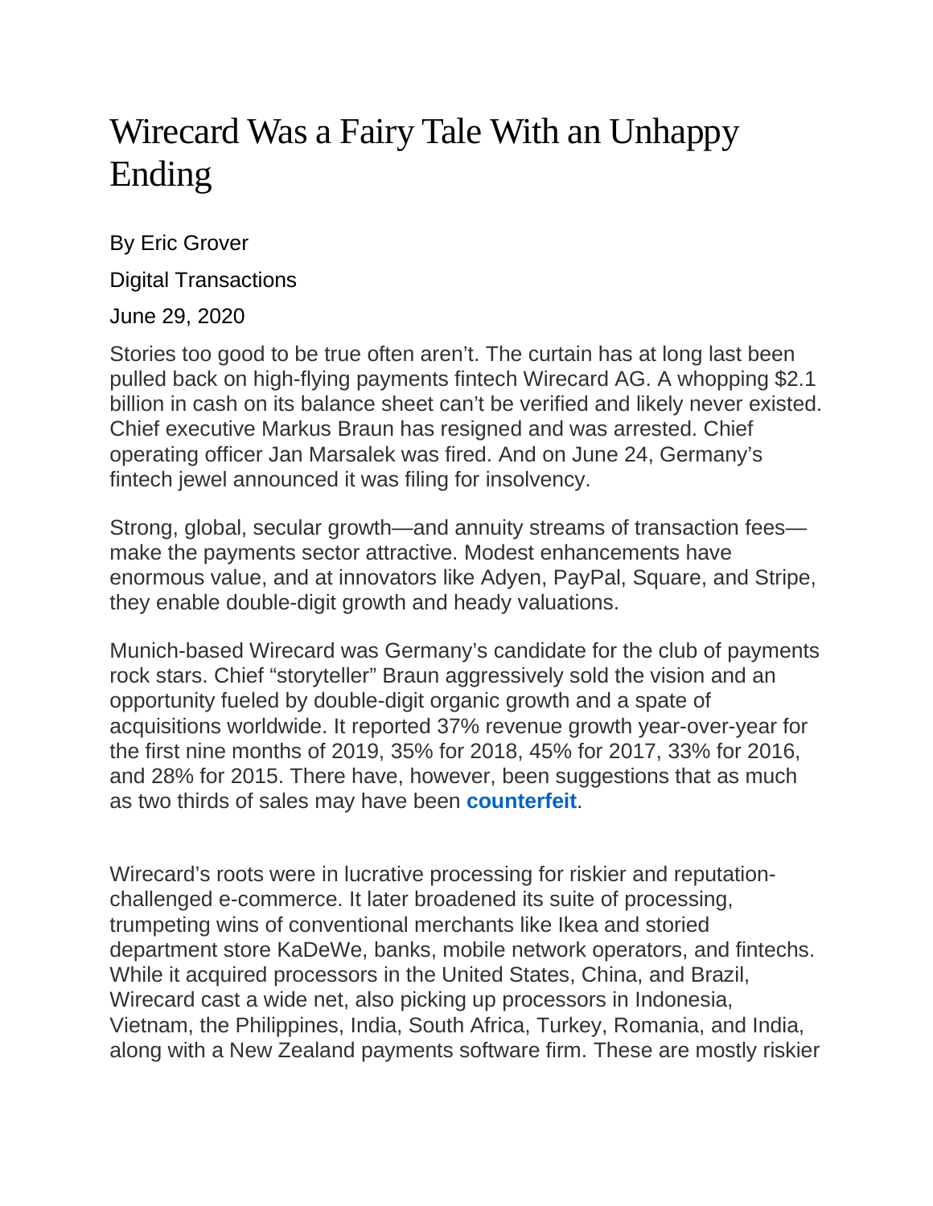# Wirecard Was a Fairy Tale With an Unhappy Ending

By Eric Grover

Digital Transactions

June 29, 2020

Stories too good to be true often aren't. The curtain has at long last been pulled back on high-flying payments fintech Wirecard AG. A whopping $2.1 billion in cash on its balance sheet can't be verified and likely never existed. Chief executive Markus Braun has resigned and was arrested. Chief operating officer Jan Marsalek was fired. And on June 24, Germany's fintech jewel announced it was filing for insolvency.

Strong, global, secular growth—and annuity streams of transaction fees—make the payments sector attractive. Modest enhancements have enormous value, and at innovators like Adyen, PayPal, Square, and Stripe, they enable double-digit growth and heady valuations.

Munich-based Wirecard was Germany's candidate for the club of payments rock stars. Chief "storyteller" Braun aggressively sold the vision and an opportunity fueled by double-digit organic growth and a spate of acquisitions worldwide. It reported 37% revenue growth year-over-year for the first nine months of 2019, 35% for 2018, 45% for 2017, 33% for 2016, and 28% for 2015. There have, however, been suggestions that as much as two thirds of sales may have been **counterfeit**.

Wirecard's roots were in lucrative processing for riskier and reputation-challenged e-commerce. It later broadened its suite of processing, trumpeting wins of conventional merchants like Ikea and storied department store KaDeWe, banks, mobile network operators, and fintechs. While it acquired processors in the United States, China, and Brazil, Wirecard cast a wide net, also picking up processors in Indonesia, Vietnam, the Philippines, India, South Africa, Turkey, Romania, and India, along with a New Zealand payments software firm. These are mostly riskier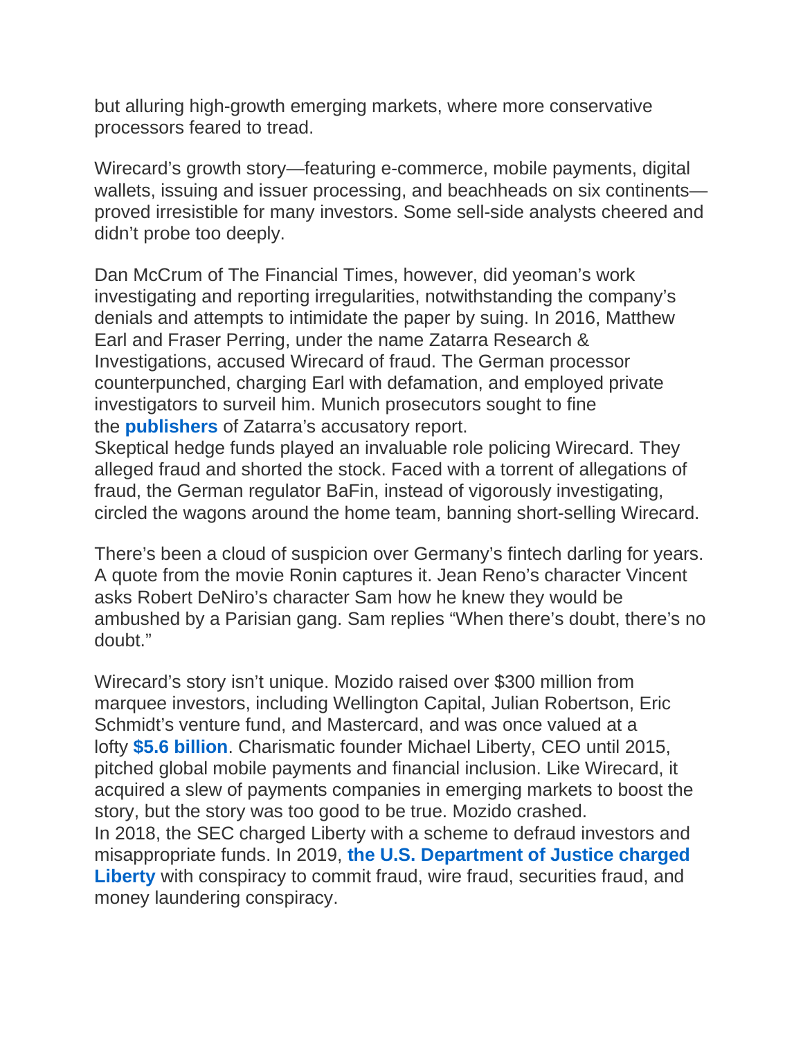but alluring high-growth emerging markets, where more conservative processors feared to tread.

Wirecard's growth story—featuring e-commerce, mobile payments, digital wallets, issuing and issuer processing, and beachheads on six continents—proved irresistible for many investors. Some sell-side analysts cheered and didn't probe too deeply.

Dan McCrum of The Financial Times, however, did yeoman's work investigating and reporting irregularities, notwithstanding the company's denials and attempts to intimidate the paper by suing. In 2016, Matthew Earl and Fraser Perring, under the name Zatarra Research & Investigations, accused Wirecard of fraud. The German processor counterpunched, charging Earl with defamation, and employed private investigators to surveil him. Munich prosecutors sought to fine the **publishers** of Zatarra's accusatory report.

Skeptical hedge funds played an invaluable role policing Wirecard. They alleged fraud and shorted the stock. Faced with a torrent of allegations of fraud, the German regulator BaFin, instead of vigorously investigating, circled the wagons around the home team, banning short-selling Wirecard.

There's been a cloud of suspicion over Germany's fintech darling for years. A quote from the movie Ronin captures it. Jean Reno's character Vincent asks Robert DeNiro's character Sam how he knew they would be ambushed by a Parisian gang. Sam replies "When there's doubt, there's no doubt."

Wirecard's story isn't unique. Mozido raised over $300 million from marquee investors, including Wellington Capital, Julian Robertson, Eric Schmidt's venture fund, and Mastercard, and was once valued at a lofty **$5.6 billion**. Charismatic founder Michael Liberty, CEO until 2015, pitched global mobile payments and financial inclusion. Like Wirecard, it acquired a slew of payments companies in emerging markets to boost the story, but the story was too good to be true. Mozido crashed.

In 2018, the SEC charged Liberty with a scheme to defraud investors and misappropriate funds. In 2019, **the U.S. Department of Justice charged Liberty** with conspiracy to commit fraud, wire fraud, securities fraud, and money laundering conspiracy.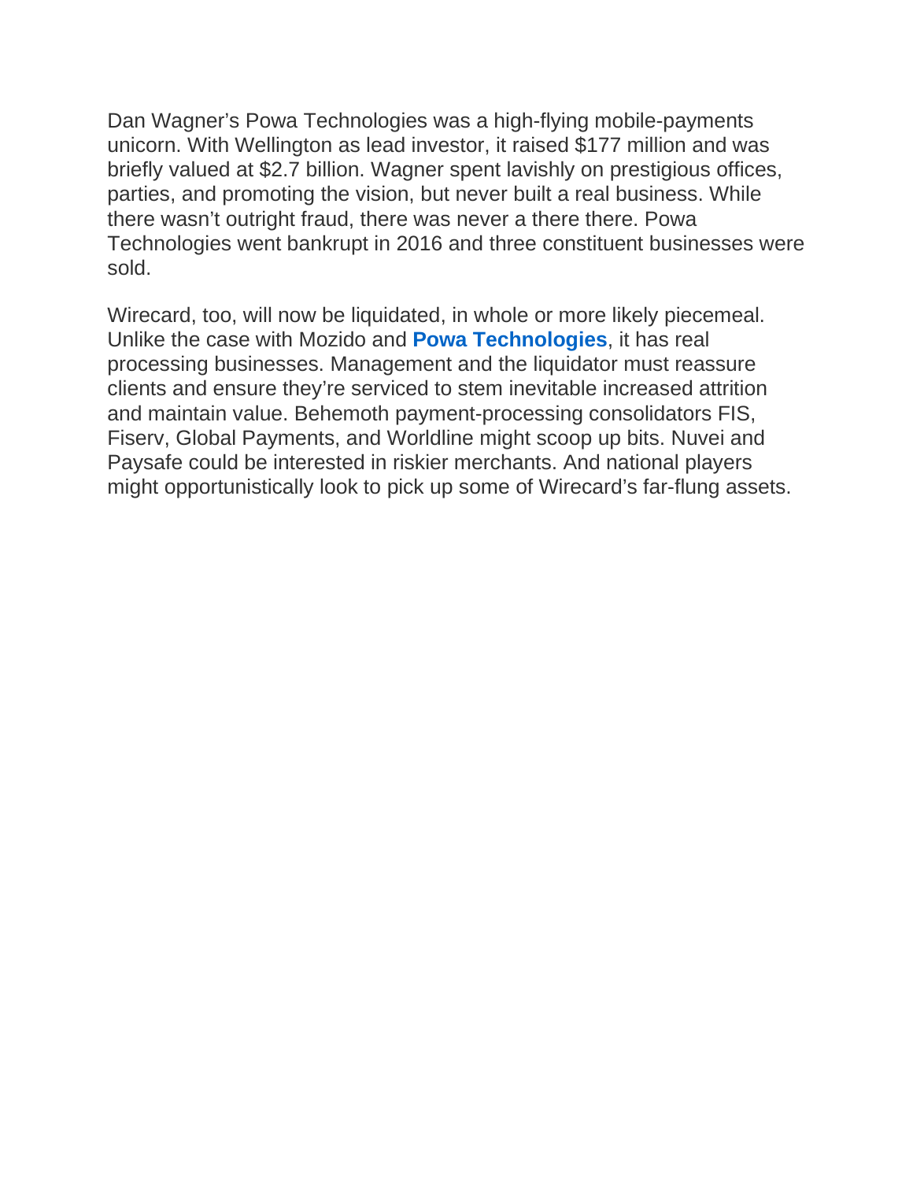Dan Wagner’s Powa Technologies was a high-flying mobile-payments unicorn. With Wellington as lead investor, it raised $177 million and was briefly valued at $2.7 billion. Wagner spent lavishly on prestigious offices, parties, and promoting the vision, but never built a real business. While there wasn’t outright fraud, there was never a there there. Powa Technologies went bankrupt in 2016 and three constituent businesses were sold.

Wirecard, too, will now be liquidated, in whole or more likely piecemeal. Unlike the case with Mozido and **Powa Technologies**, it has real processing businesses. Management and the liquidator must reassure clients and ensure they’re serviced to stem inevitable increased attrition and maintain value. Behemoth payment-processing consolidators FIS, Fiserv, Global Payments, and Worldline might scoop up bits. Nuvei and Paysafe could be interested in riskier merchants. And national players might opportunistically look to pick up some of Wirecard’s far-flung assets.